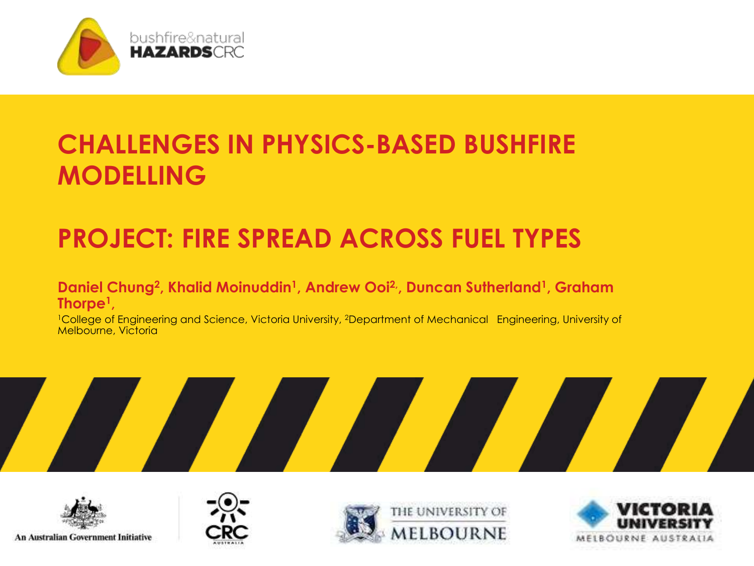bushfire&natural HAZARDSCRC

# CHALLENGES IN PHYSICS-BASED BUSHFIRE MODELLING

## PROJECT: FIRE SPREAD ACROSS FUEL TYPES

**Daniel Chung[2], Khalid Moinuddin[1], Andrew Ooi[2], Duncan Sutherland[1], Graham Thorpe[1],**

[1]College of Engineering and Science, Victoria University, [2]Department of Mechanical Engineering, University of Melbourne, Victoria

An Australian Government Initiative

CRC Australia

The University of Melbourne

Victoria University Melbourne Australia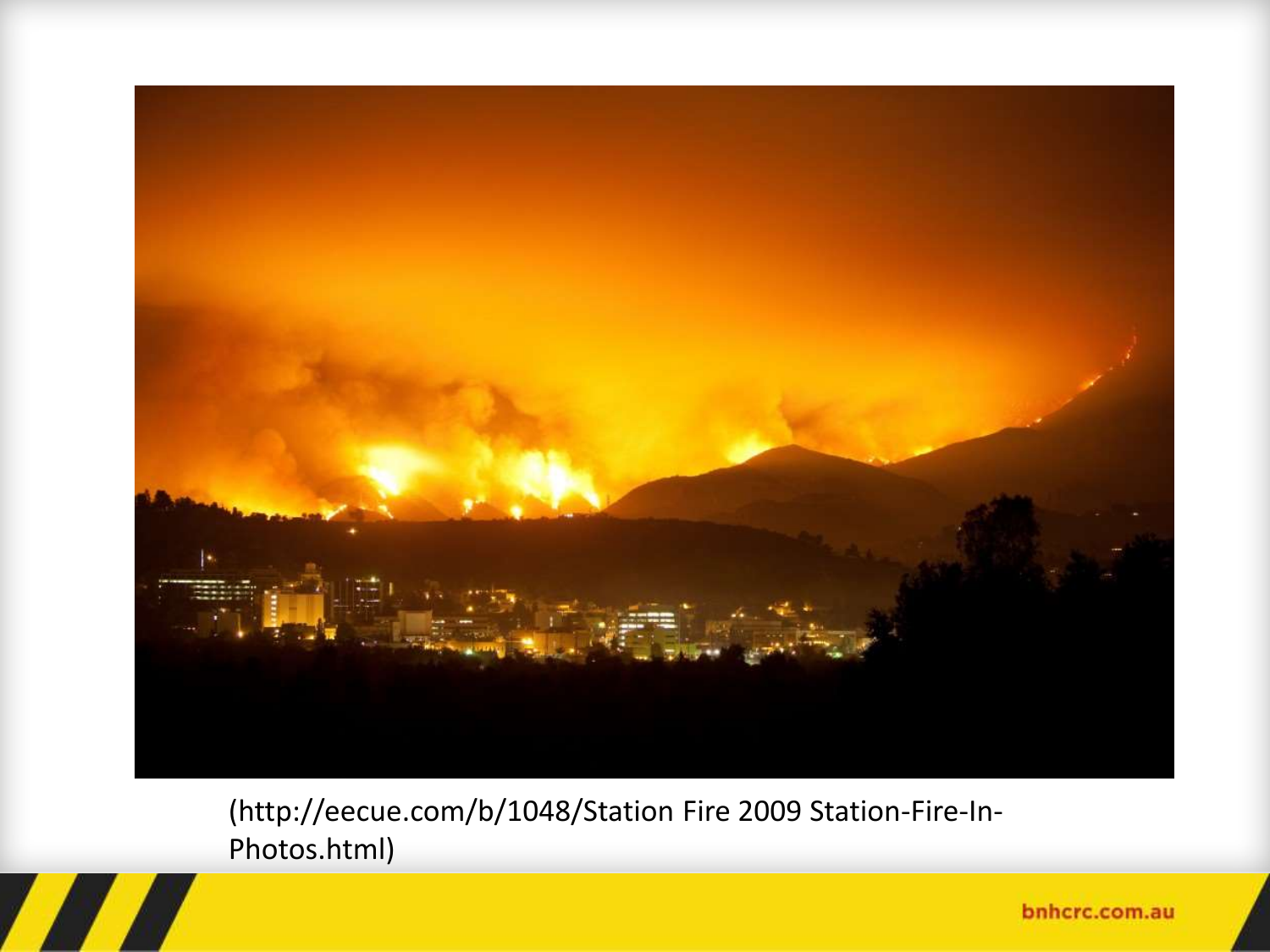(http://eecue.com/b/1048/Station Fire 2009 Station-Fire-In-Photos.html)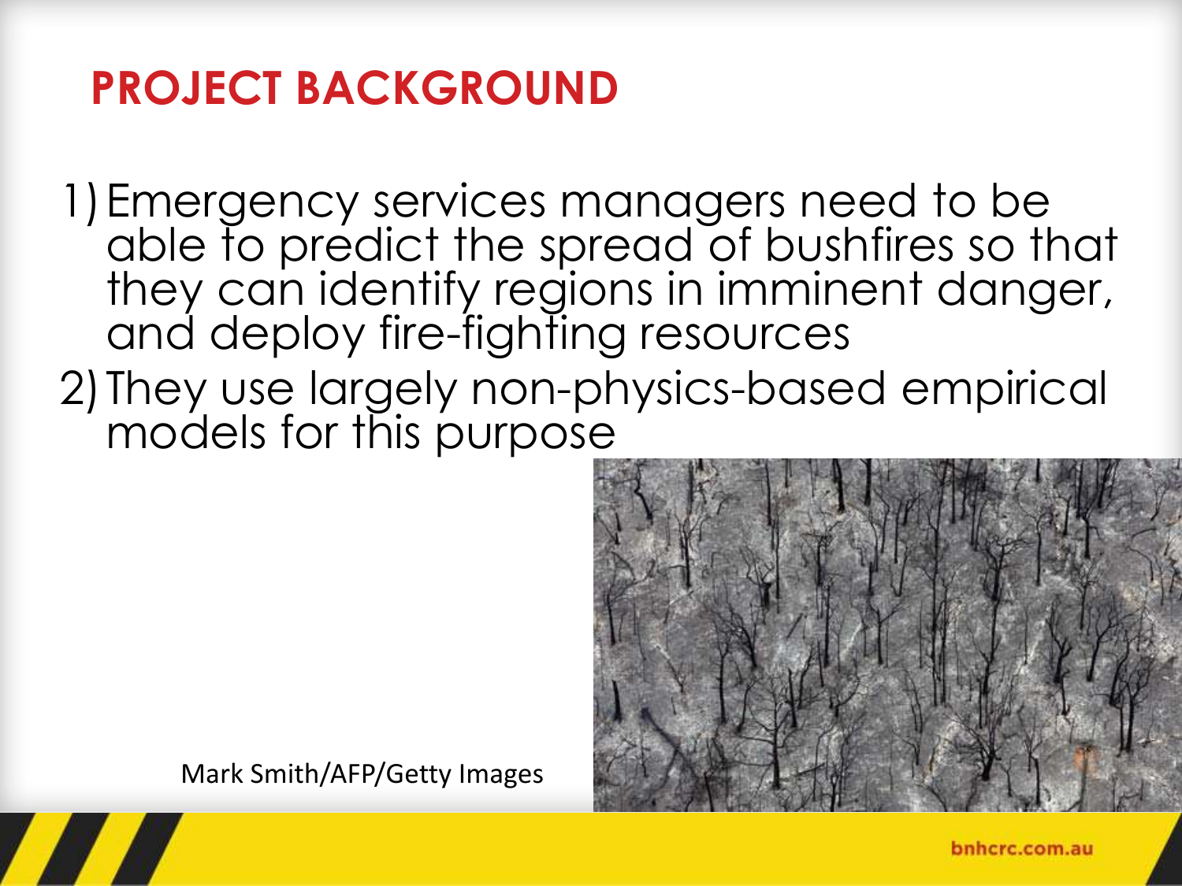# PROJECT BACKGROUND

1) Emergency services managers need to be able to predict the spread of bushfires so that they can identify regions in imminent danger, and deploy fire-fighting resources
2) They use largely non-physics-based empirical models for this purpose

Mark Smith/AFP/Getty Images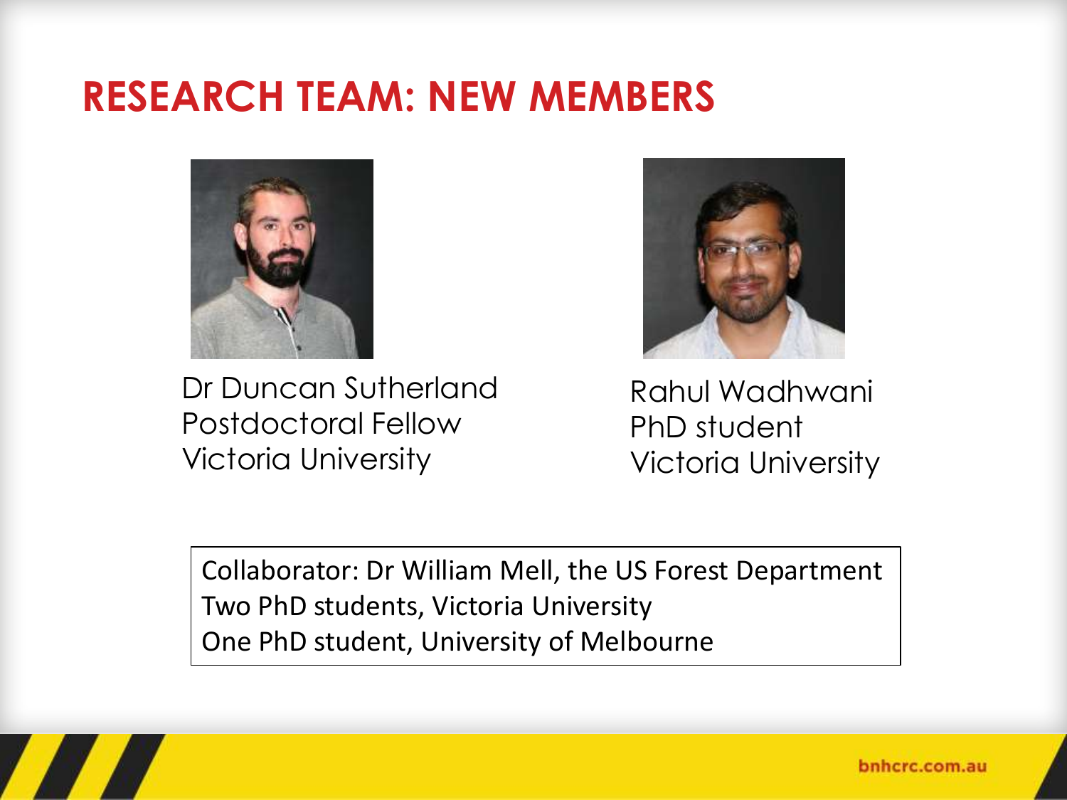# RESEARCH TEAM: NEW MEMBERS

Dr Duncan Sutherland
Postdoctoral Fellow
Victoria University

Rahul Wadhwani
PhD student
Victoria University

Collaborator: Dr William Mell, the US Forest Department
Two PhD students, Victoria University
One PhD student, University of Melbourne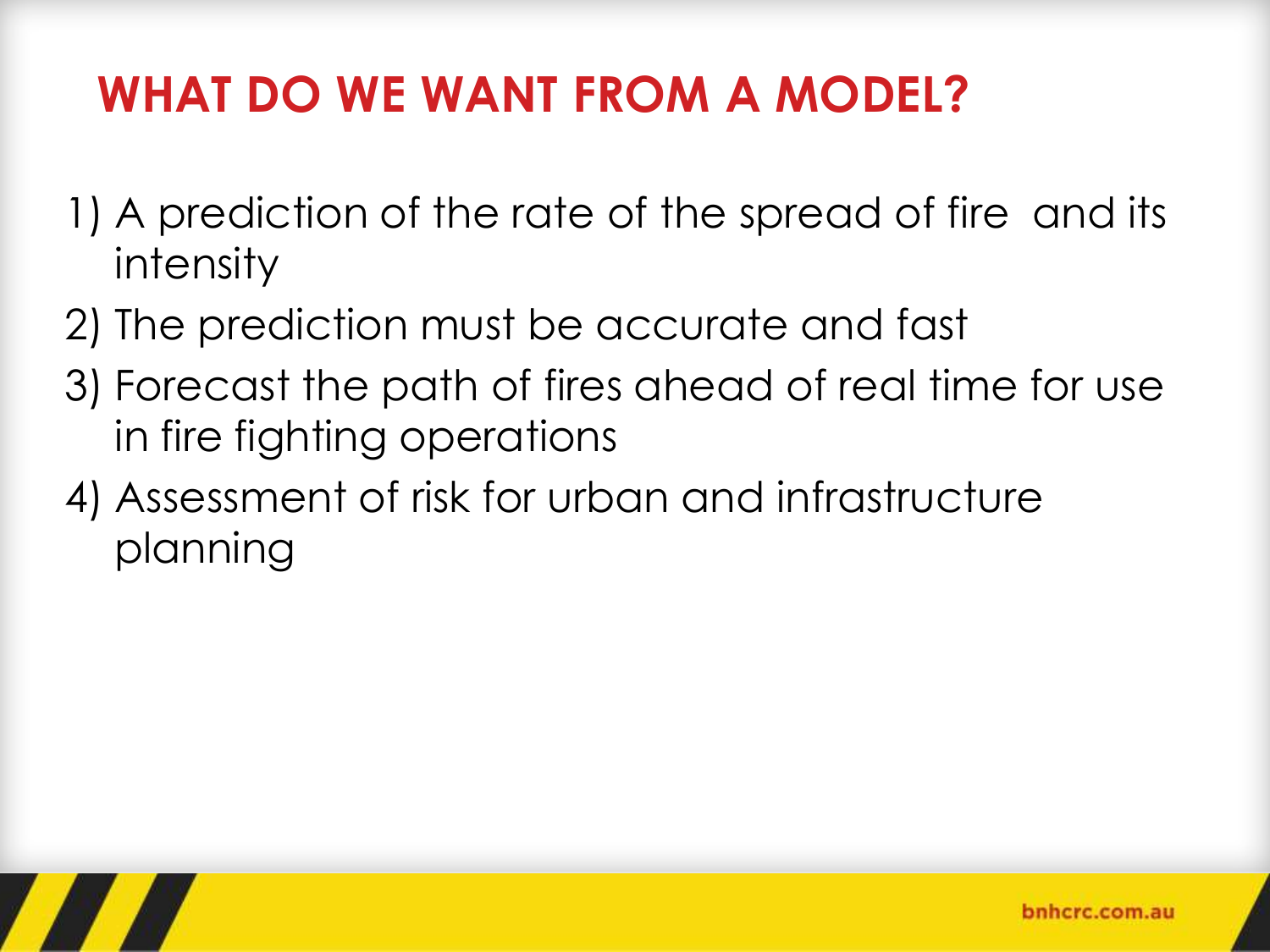# WHAT DO WE WANT FROM A MODEL?

1) A prediction of the rate of the spread of fire  and its intensity
2) The prediction must be accurate and fast
3) Forecast the path of fires ahead of real time for use in fire fighting operations
4) Assessment of risk for urban and infrastructure planning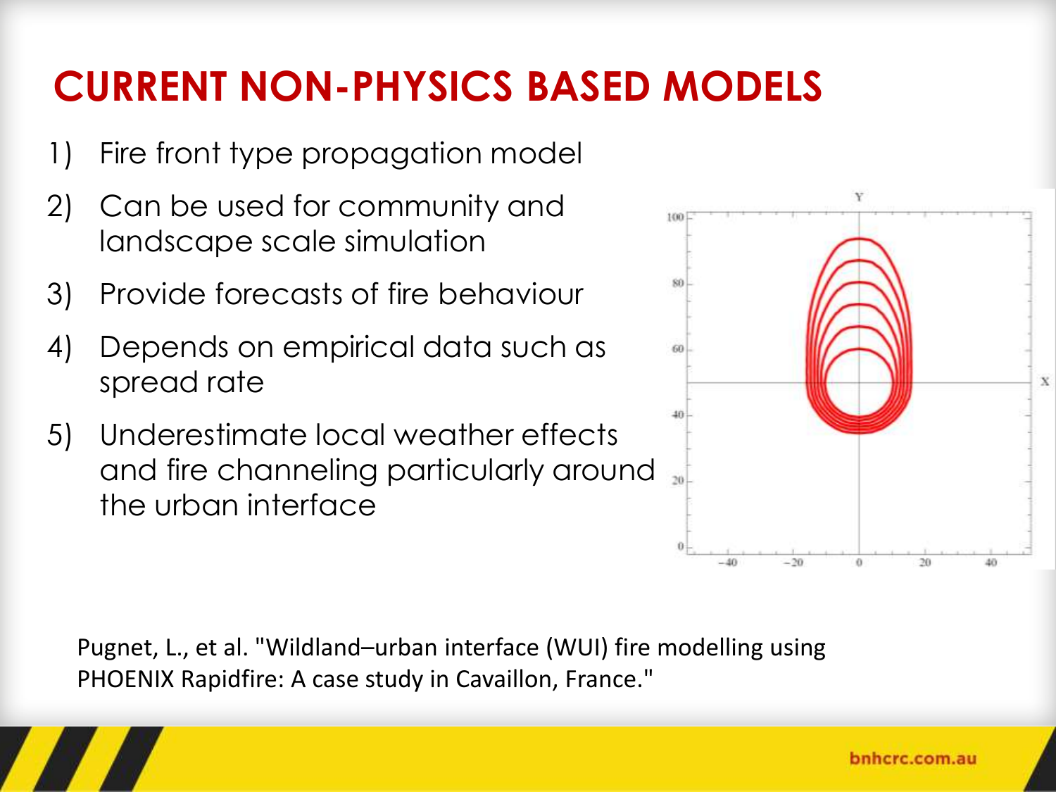# CURRENT NON-PHYSICS BASED MODELS

1) Fire front type propagation model
2) Can be used for community and landscape scale simulation
3) Provide forecasts of fire behaviour
4) Depends on empirical data such as spread rate
5) Underestimate local weather effects and fire channeling particularly around the urban interface

Pugnet, L., et al. "Wildland–urban interface (WUI) fire modelling using PHOENIX Rapidfire: A case study in Cavaillon, France."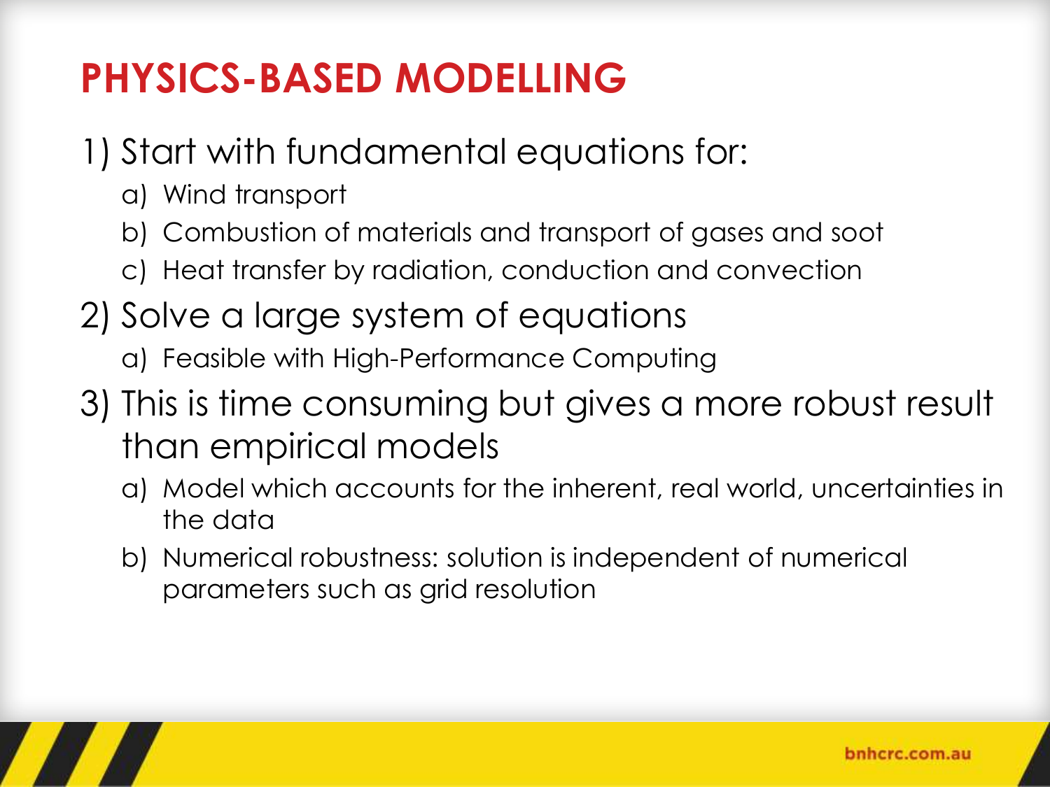# PHYSICS-BASED MODELLING

1) Start with fundamental equations for:
   a) Wind transport
   b) Combustion of materials and transport of gases and soot
   c) Heat transfer by radiation, conduction and convection
2) Solve a large system of equations
   a) Feasible with High-Performance Computing
3) This is time consuming but gives a more robust result than empirical models
   a) Model which accounts for the inherent, real world, uncertainties in the data
   b) Numerical robustness: solution is independent of numerical parameters such as grid resolution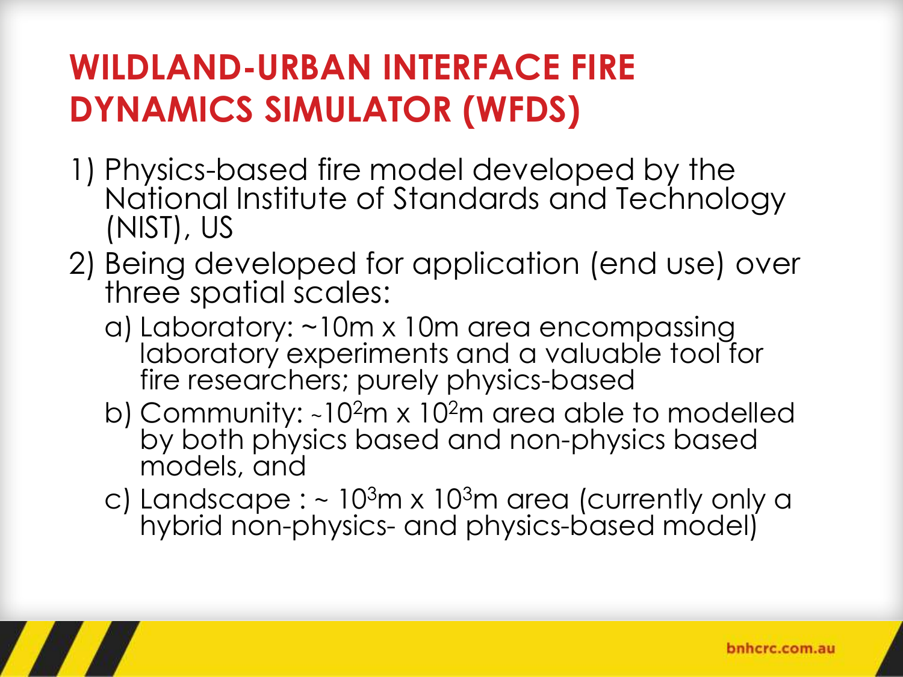# WILDLAND-URBAN INTERFACE FIRE DYNAMICS SIMULATOR (WFDS)

1) Physics-based fire model developed by the National Institute of Standards and Technology (NIST), US
2) Being developed for application (end use) over three spatial scales:
   a) Laboratory: ~10m x 10m area encompassing laboratory experiments and a valuable tool for fire researchers; purely physics-based
   b) Community: ~$10^2$m x $10^2$m area able to modelled by both physics based and non-physics based models, and
   c) Landscape : ~ $10^3$m x $10^3$m area (currently only a hybrid non-physics- and physics-based model)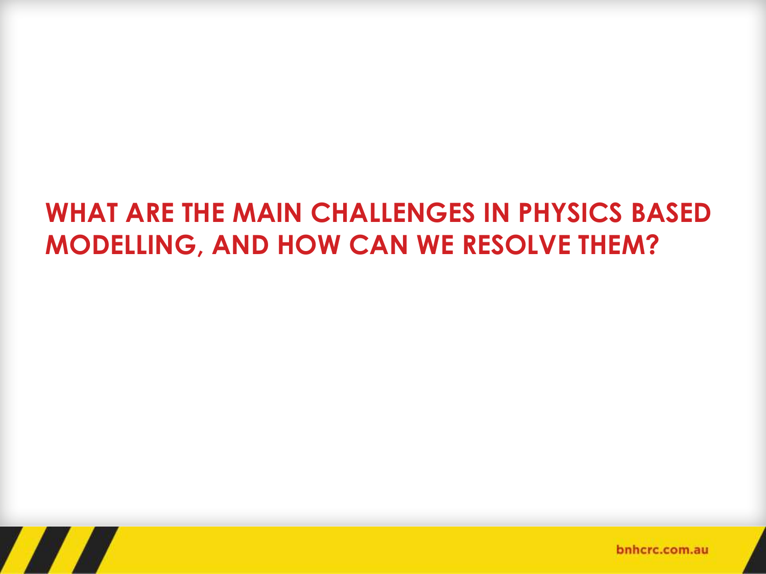# WHAT ARE THE MAIN CHALLENGES IN PHYSICS BASED MODELLING, AND HOW CAN WE RESOLVE THEM?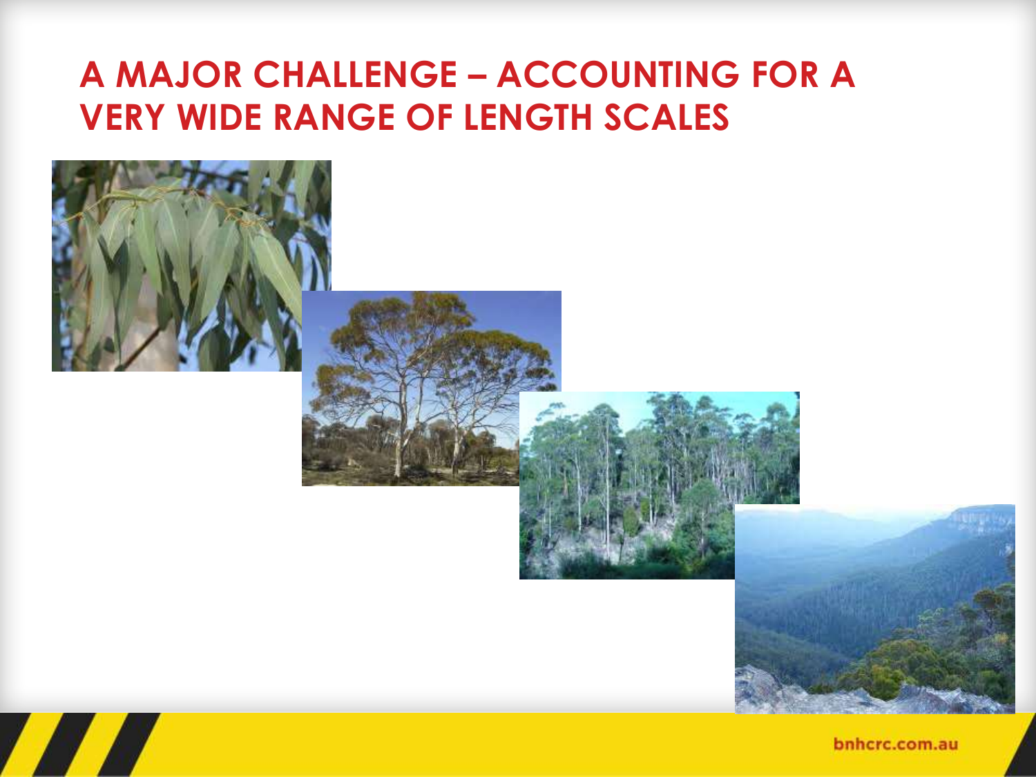# A MAJOR CHALLENGE – ACCOUNTING FOR A VERY WIDE RANGE OF LENGTH SCALES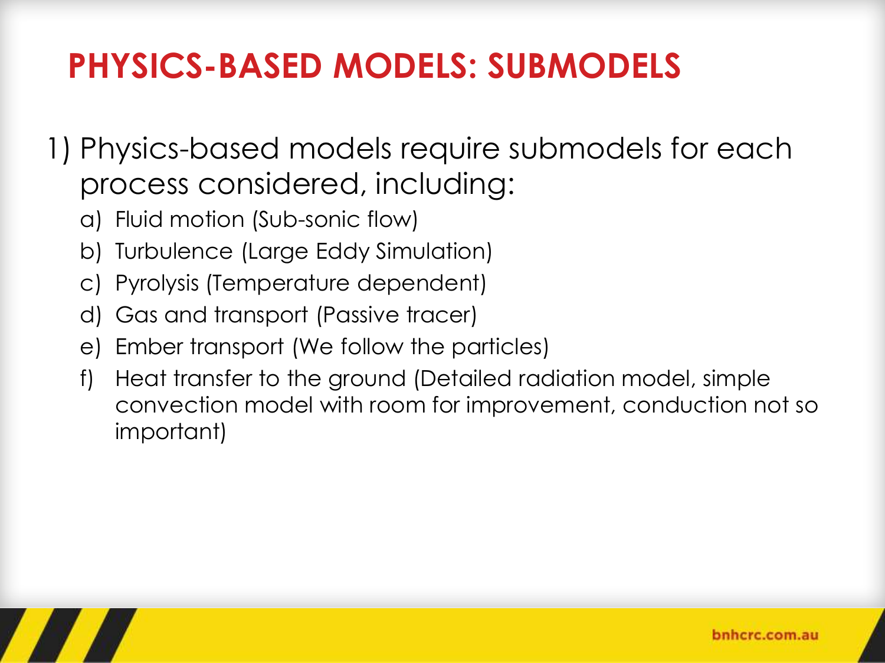# PHYSICS-BASED MODELS: SUBMODELS

1) Physics-based models require submodels for each process considered, including:
   a) Fluid motion (Sub-sonic flow)
   b) Turbulence (Large Eddy Simulation)
   c) Pyrolysis (Temperature dependent)
   d) Gas and transport (Passive tracer)
   e) Ember transport (We follow the particles)
   f) Heat transfer to the ground (Detailed radiation model, simple convection model with room for improvement, conduction not so important)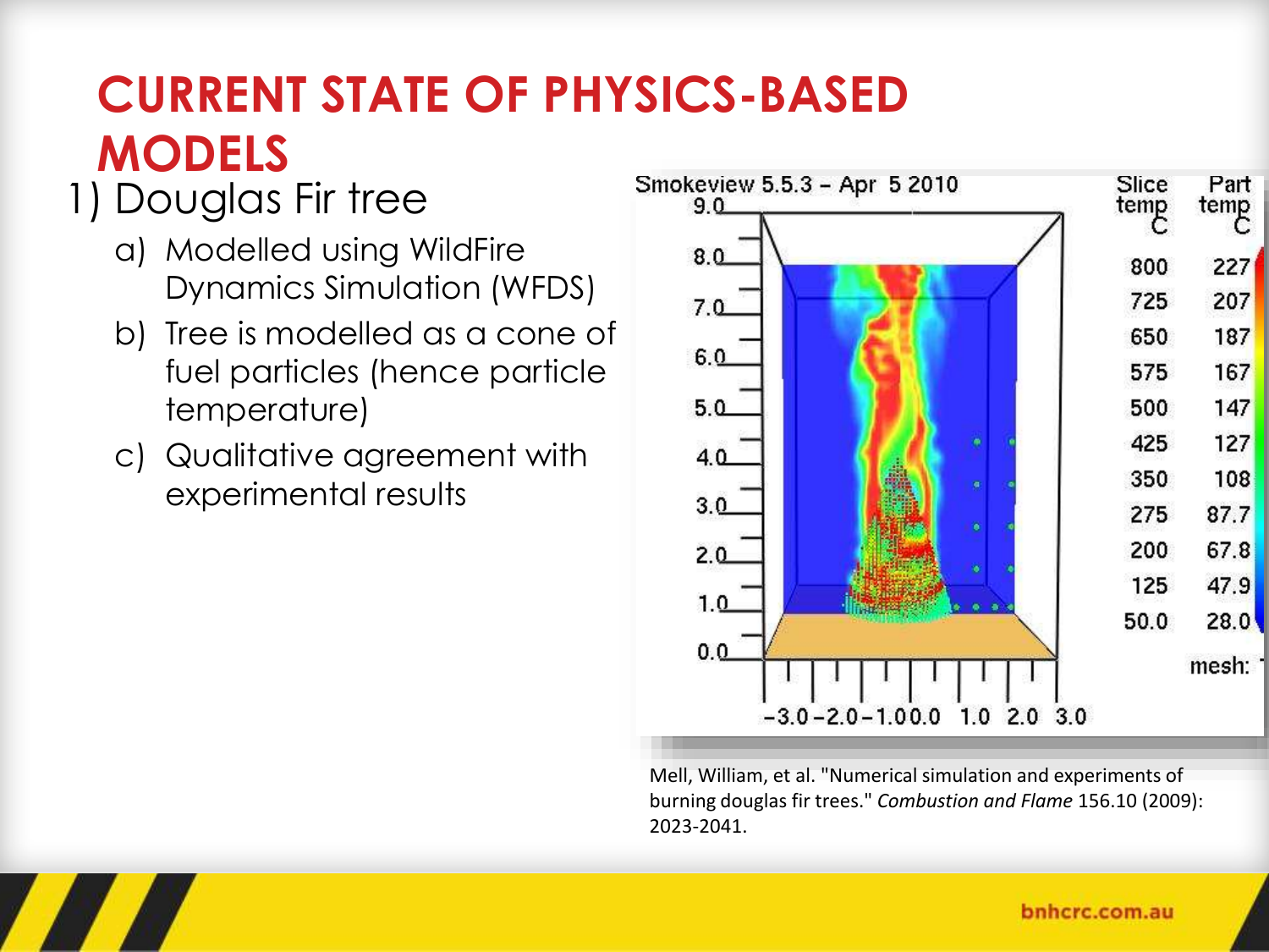# CURRENT STATE OF PHYSICS-BASED MODELS

1) Douglas Fir tree
   a) Modelled using WildFire Dynamics Simulation (WFDS)
   b) Tree is modelled as a cone of fuel particles (hence particle temperature)
   c) Qualitative agreement with experimental results

Mell, William, et al. "Numerical simulation and experiments of burning douglas fir trees." *Combustion and Flame* 156.10 (2009): 2023-2041.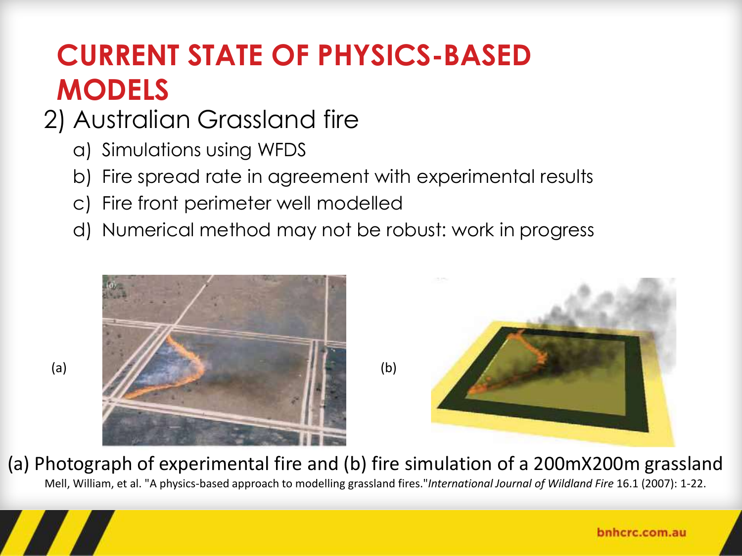# CURRENT STATE OF PHYSICS-BASED MODELS

2) Australian Grassland fire

   a) Simulations using WFDS
   b) Fire spread rate in agreement with experimental results
   c) Fire front perimeter well modelled
   d) Numerical method may not be robust: work in progress

(a) (b)

(a) Photograph of experimental fire and (b) fire simulation of a 200mX200m grassland

Mell, William, et al. "A physics-based approach to modelling grassland fires."*International Journal of Wildland Fire* 16.1 (2007): 1-22.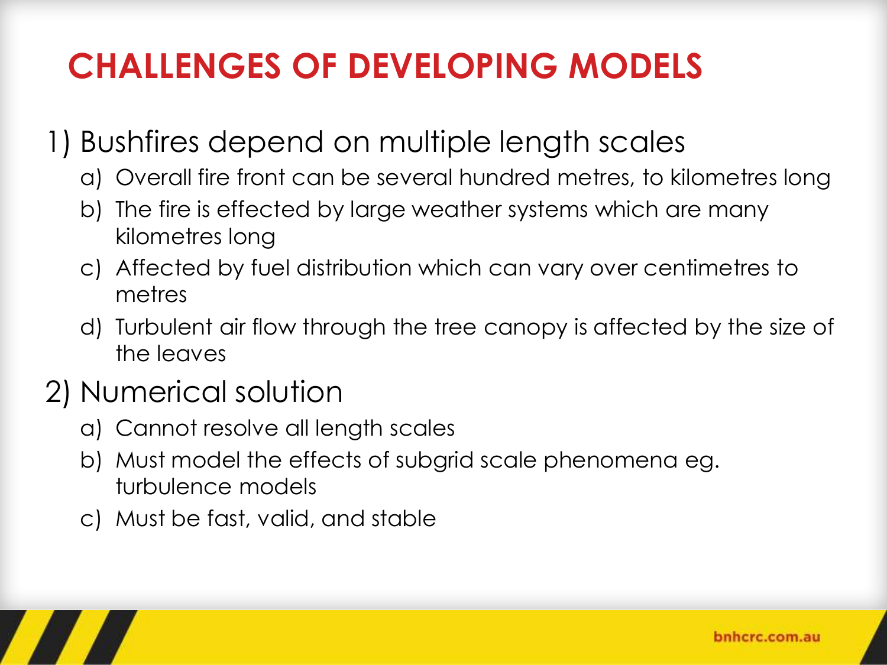# CHALLENGES OF DEVELOPING MODELS

1) Bushfires depend on multiple length scales
   a) Overall fire front can be several hundred metres, to kilometres long
   b) The fire is effected by large weather systems which are many kilometres long
   c) Affected by fuel distribution which can vary over centimetres to metres
   d) Turbulent air flow through the tree canopy is affected by the size of the leaves
2) Numerical solution
   a) Cannot resolve all length scales
   b) Must model the effects of subgrid scale phenomena eg. turbulence models
   c) Must be fast, valid, and stable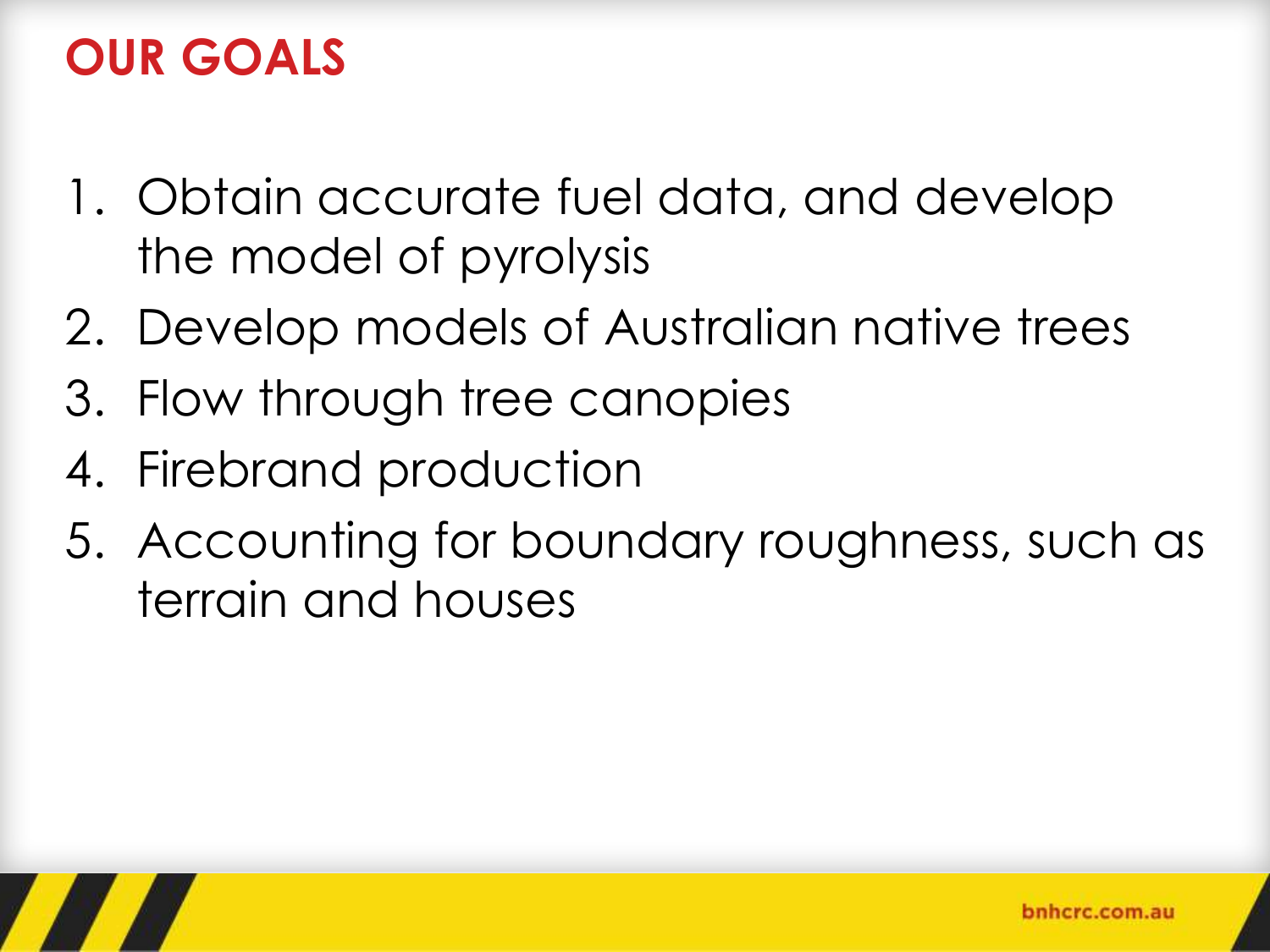# OUR GOALS

1. Obtain accurate fuel data, and develop the model of pyrolysis
2. Develop models of Australian native trees
3. Flow through tree canopies
4. Firebrand production
5. Accounting for boundary roughness, such as terrain and houses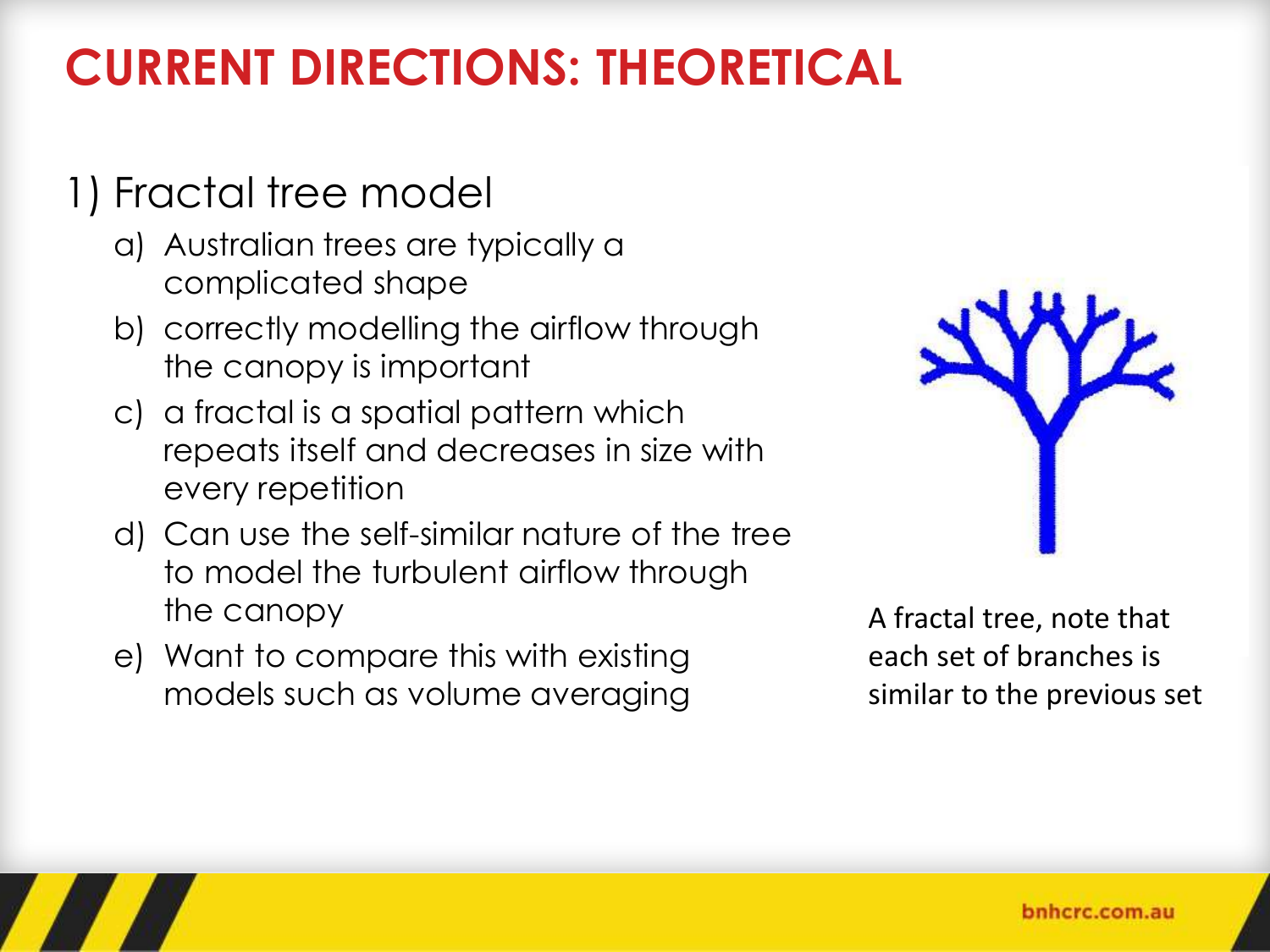# CURRENT DIRECTIONS: THEORETICAL

## 1) Fractal tree model

a) Australian trees are typically a complicated shape

b) correctly modelling the airflow through the canopy is important

c) a fractal is a spatial pattern which repeats itself and decreases in size with every repetition

d) Can use the self-similar nature of the tree to model the turbulent airflow through the canopy

e) Want to compare this with existing models such as volume averaging

A fractal tree, note that each set of branches is similar to the previous set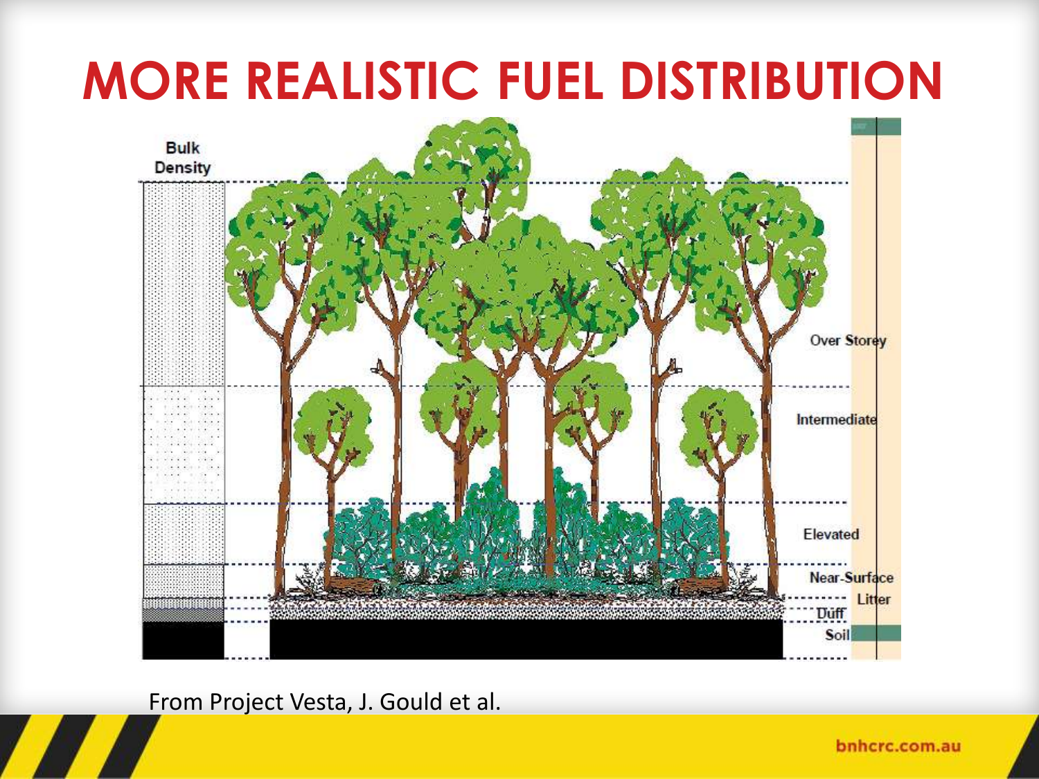# MORE REALISTIC FUEL DISTRIBUTION

Bulk Density

Over Storey

Intermediate

Elevated

Near-Surface

Litter

Duff

Soil

From Project Vesta, J. Gould et al.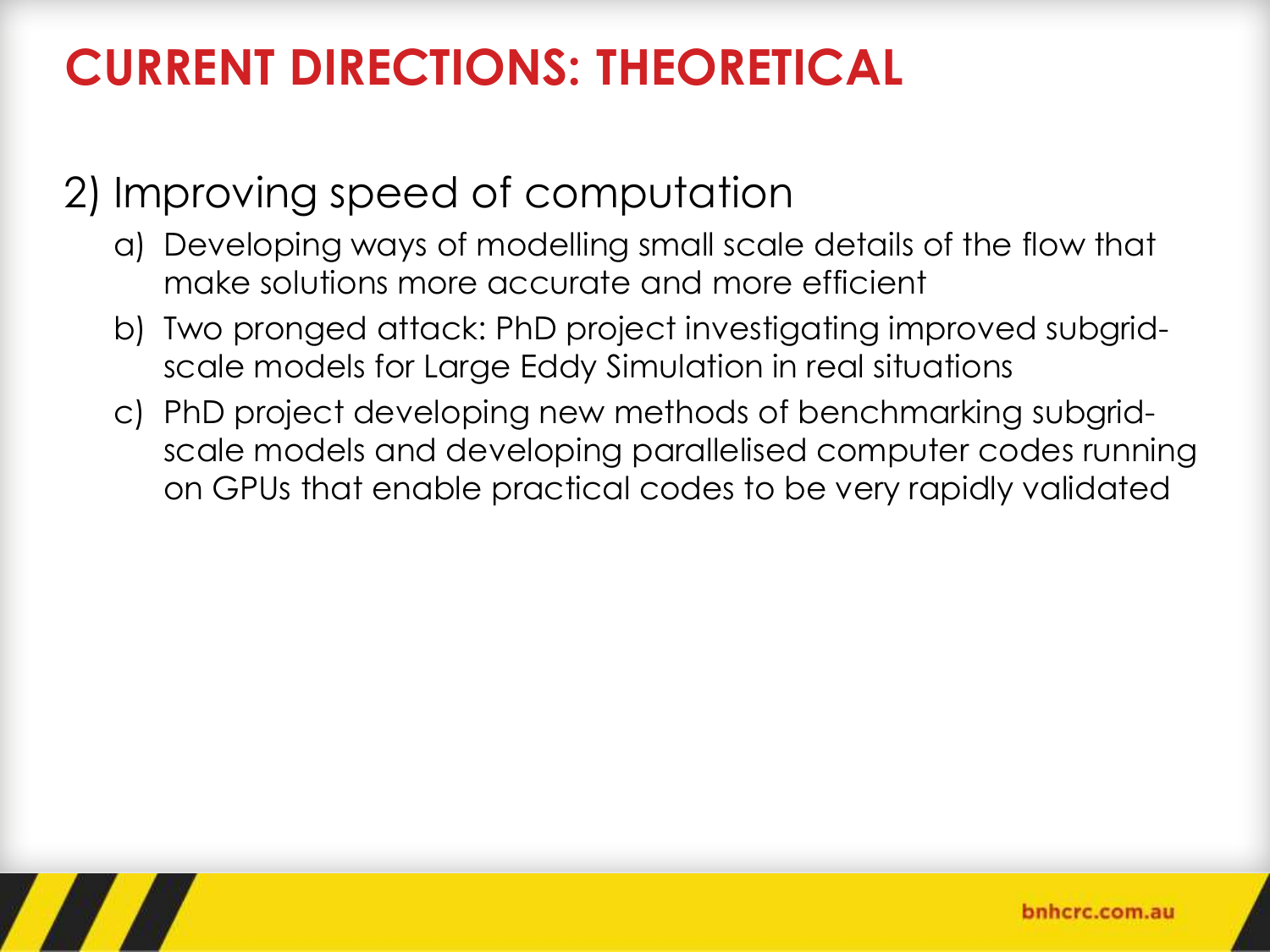# CURRENT DIRECTIONS: THEORETICAL

2) Improving speed of computation

a) Developing ways of modelling small scale details of the flow that make solutions more accurate and more efficient

b) Two pronged attack: PhD project investigating improved subgrid-scale models for Large Eddy Simulation in real situations

c) PhD project developing new methods of benchmarking subgrid-scale models and developing parallelised computer codes running on GPUs that enable practical codes to be very rapidly validated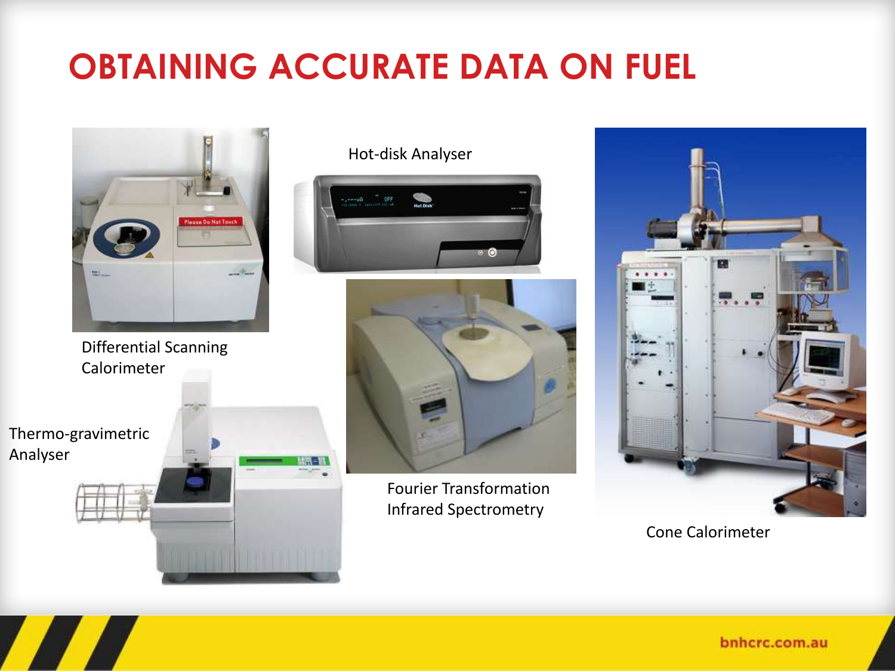# OBTAINING ACCURATE DATA ON FUEL

Differential Scanning Calorimeter

Hot-disk Analyser

Thermo-gravimetric Analyser

Fourier Transformation Infrared Spectrometry

Cone Calorimeter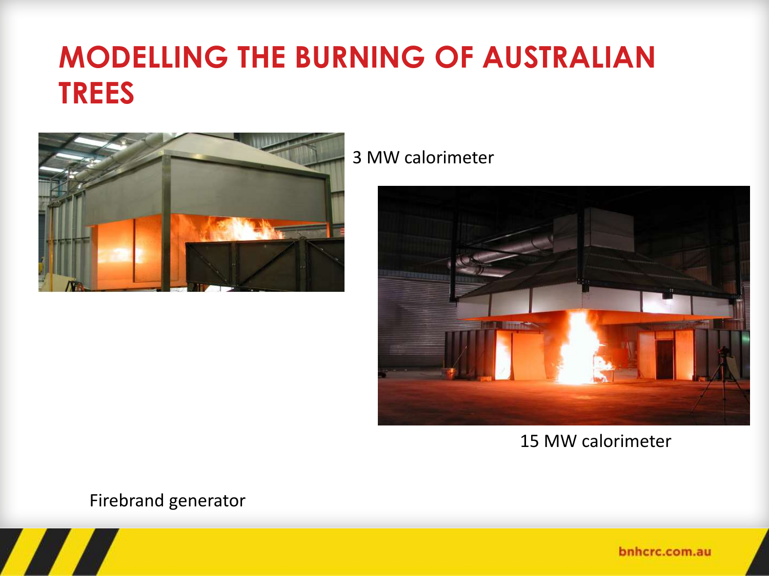# MODELLING THE BURNING OF AUSTRALIAN TREES

3 MW calorimeter

15 MW calorimeter

Firebrand generator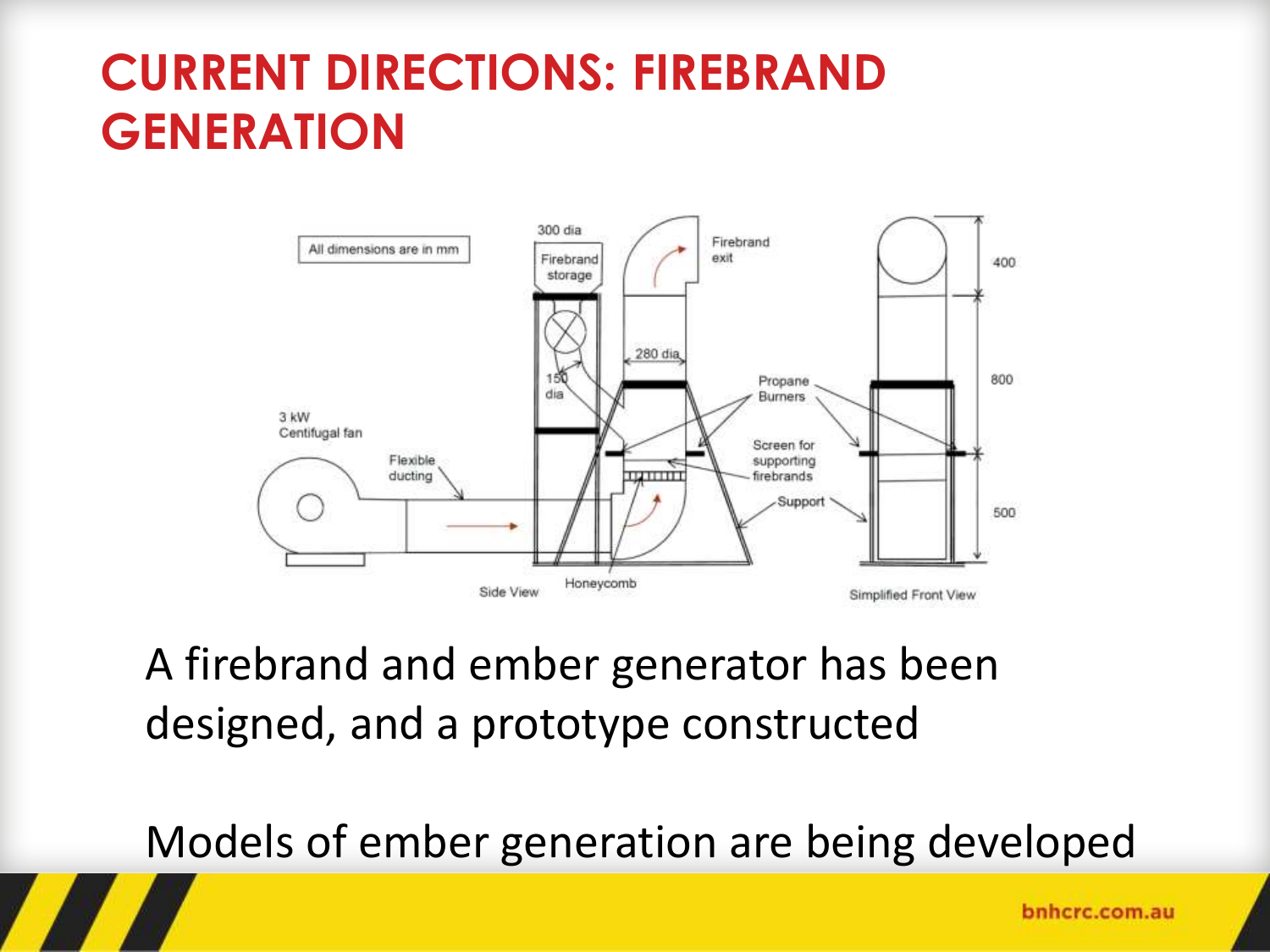# CURRENT DIRECTIONS: FIREBRAND GENERATION

A firebrand and ember generator has been designed, and a prototype constructed

Models of ember generation are being developed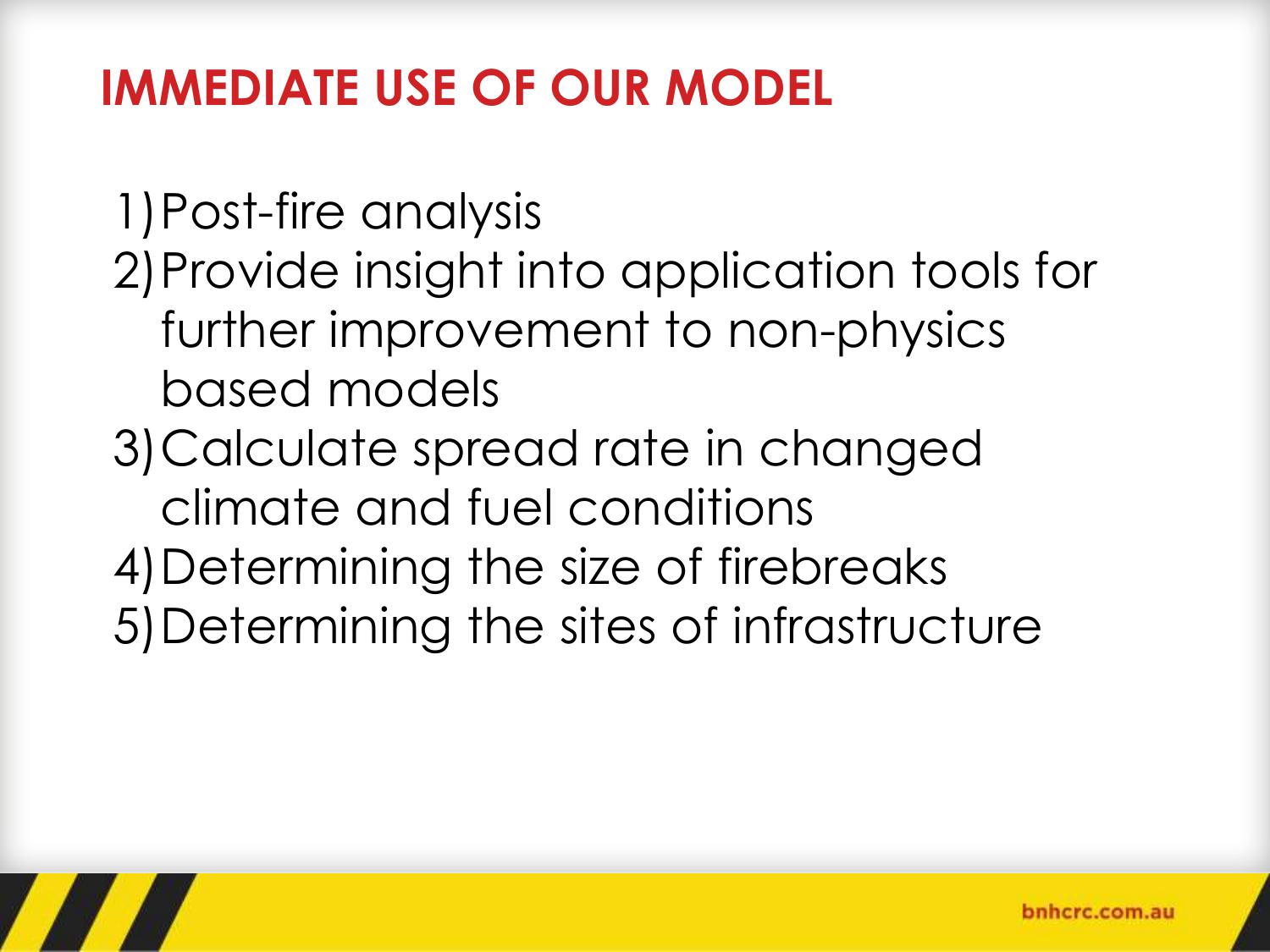# IMMEDIATE USE OF OUR MODEL

1) Post-fire analysis
2) Provide insight into application tools for further improvement to non-physics based models
3) Calculate spread rate in changed climate and fuel conditions
4) Determining the size of firebreaks
5) Determining the sites of infrastructure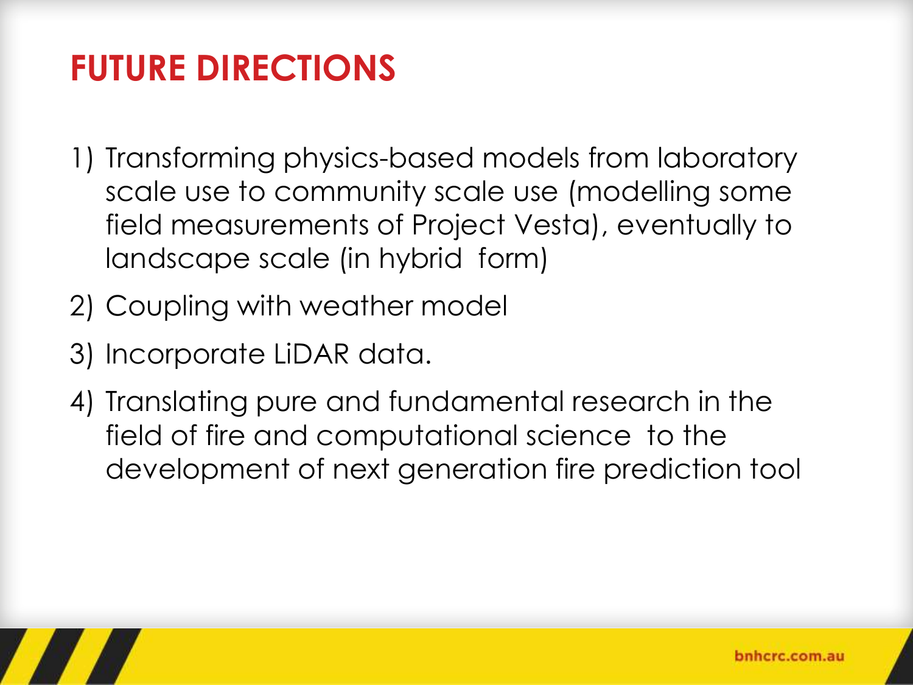# FUTURE DIRECTIONS

1) Transforming physics-based models from laboratory scale use to community scale use (modelling some field measurements of Project Vesta), eventually to landscape scale (in hybrid form)
2) Coupling with weather model
3) Incorporate LiDAR data.
4) Translating pure and fundamental research in the field of fire and computational science to the development of next generation fire prediction tool